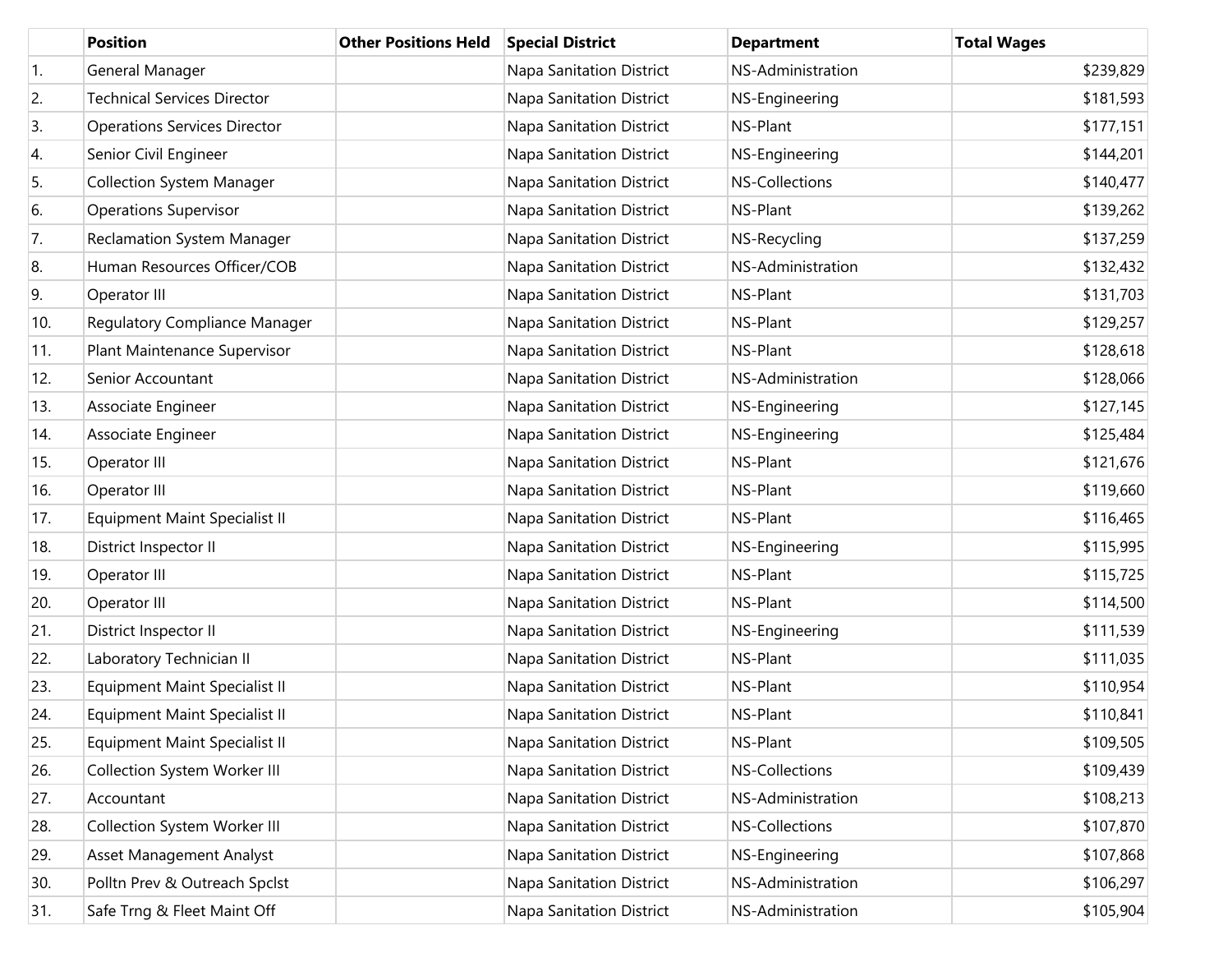| | Position | Other Positions Held | Special District | Department | Total Wages |
|---|---|---|---|---|---|
| 1. | General Manager | | Napa Sanitation District | NS-Administration | $239,829 |
| 2. | Technical Services Director | | Napa Sanitation District | NS-Engineering | $181,593 |
| 3. | Operations Services Director | | Napa Sanitation District | NS-Plant | $177,151 |
| 4. | Senior Civil Engineer | | Napa Sanitation District | NS-Engineering | $144,201 |
| 5. | Collection System Manager | | Napa Sanitation District | NS-Collections | $140,477 |
| 6. | Operations Supervisor | | Napa Sanitation District | NS-Plant | $139,262 |
| 7. | Reclamation System Manager | | Napa Sanitation District | NS-Recycling | $137,259 |
| 8. | Human Resources Officer/COB | | Napa Sanitation District | NS-Administration | $132,432 |
| 9. | Operator III | | Napa Sanitation District | NS-Plant | $131,703 |
| 10. | Regulatory Compliance Manager | | Napa Sanitation District | NS-Plant | $129,257 |
| 11. | Plant Maintenance Supervisor | | Napa Sanitation District | NS-Plant | $128,618 |
| 12. | Senior Accountant | | Napa Sanitation District | NS-Administration | $128,066 |
| 13. | Associate Engineer | | Napa Sanitation District | NS-Engineering | $127,145 |
| 14. | Associate Engineer | | Napa Sanitation District | NS-Engineering | $125,484 |
| 15. | Operator III | | Napa Sanitation District | NS-Plant | $121,676 |
| 16. | Operator III | | Napa Sanitation District | NS-Plant | $119,660 |
| 17. | Equipment Maint Specialist II | | Napa Sanitation District | NS-Plant | $116,465 |
| 18. | District Inspector II | | Napa Sanitation District | NS-Engineering | $115,995 |
| 19. | Operator III | | Napa Sanitation District | NS-Plant | $115,725 |
| 20. | Operator III | | Napa Sanitation District | NS-Plant | $114,500 |
| 21. | District Inspector II | | Napa Sanitation District | NS-Engineering | $111,539 |
| 22. | Laboratory Technician II | | Napa Sanitation District | NS-Plant | $111,035 |
| 23. | Equipment Maint Specialist II | | Napa Sanitation District | NS-Plant | $110,954 |
| 24. | Equipment Maint Specialist II | | Napa Sanitation District | NS-Plant | $110,841 |
| 25. | Equipment Maint Specialist II | | Napa Sanitation District | NS-Plant | $109,505 |
| 26. | Collection System Worker III | | Napa Sanitation District | NS-Collections | $109,439 |
| 27. | Accountant | | Napa Sanitation District | NS-Administration | $108,213 |
| 28. | Collection System Worker III | | Napa Sanitation District | NS-Collections | $107,870 |
| 29. | Asset Management Analyst | | Napa Sanitation District | NS-Engineering | $107,868 |
| 30. | Polltn Prev & Outreach Spclst | | Napa Sanitation District | NS-Administration | $106,297 |
| 31. | Safe Trng & Fleet Maint Off | | Napa Sanitation District | NS-Administration | $105,904 |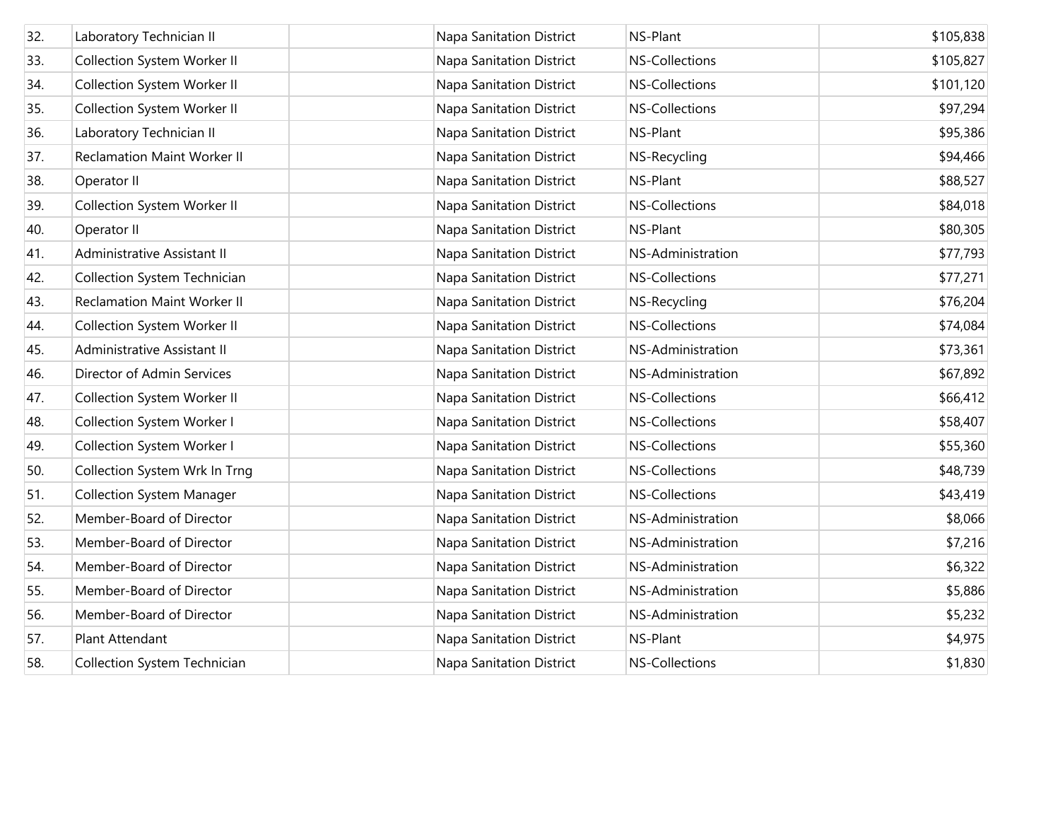| | | | | | |
|---|---|---|---|---|---|
| 32. | Laboratory Technician II | | Napa Sanitation District | NS-Plant | $105,838 |
| 33. | Collection System Worker II | | Napa Sanitation District | NS-Collections | $105,827 |
| 34. | Collection System Worker II | | Napa Sanitation District | NS-Collections | $101,120 |
| 35. | Collection System Worker II | | Napa Sanitation District | NS-Collections | $97,294 |
| 36. | Laboratory Technician II | | Napa Sanitation District | NS-Plant | $95,386 |
| 37. | Reclamation Maint Worker II | | Napa Sanitation District | NS-Recycling | $94,466 |
| 38. | Operator II | | Napa Sanitation District | NS-Plant | $88,527 |
| 39. | Collection System Worker II | | Napa Sanitation District | NS-Collections | $84,018 |
| 40. | Operator II | | Napa Sanitation District | NS-Plant | $80,305 |
| 41. | Administrative Assistant II | | Napa Sanitation District | NS-Administration | $77,793 |
| 42. | Collection System Technician | | Napa Sanitation District | NS-Collections | $77,271 |
| 43. | Reclamation Maint Worker II | | Napa Sanitation District | NS-Recycling | $76,204 |
| 44. | Collection System Worker II | | Napa Sanitation District | NS-Collections | $74,084 |
| 45. | Administrative Assistant II | | Napa Sanitation District | NS-Administration | $73,361 |
| 46. | Director of Admin Services | | Napa Sanitation District | NS-Administration | $67,892 |
| 47. | Collection System Worker II | | Napa Sanitation District | NS-Collections | $66,412 |
| 48. | Collection System Worker I | | Napa Sanitation District | NS-Collections | $58,407 |
| 49. | Collection System Worker I | | Napa Sanitation District | NS-Collections | $55,360 |
| 50. | Collection System Wrk In Trng | | Napa Sanitation District | NS-Collections | $48,739 |
| 51. | Collection System Manager | | Napa Sanitation District | NS-Collections | $43,419 |
| 52. | Member-Board of Director | | Napa Sanitation District | NS-Administration | $8,066 |
| 53. | Member-Board of Director | | Napa Sanitation District | NS-Administration | $7,216 |
| 54. | Member-Board of Director | | Napa Sanitation District | NS-Administration | $6,322 |
| 55. | Member-Board of Director | | Napa Sanitation District | NS-Administration | $5,886 |
| 56. | Member-Board of Director | | Napa Sanitation District | NS-Administration | $5,232 |
| 57. | Plant Attendant | | Napa Sanitation District | NS-Plant | $4,975 |
| 58. | Collection System Technician | | Napa Sanitation District | NS-Collections | $1,830 |